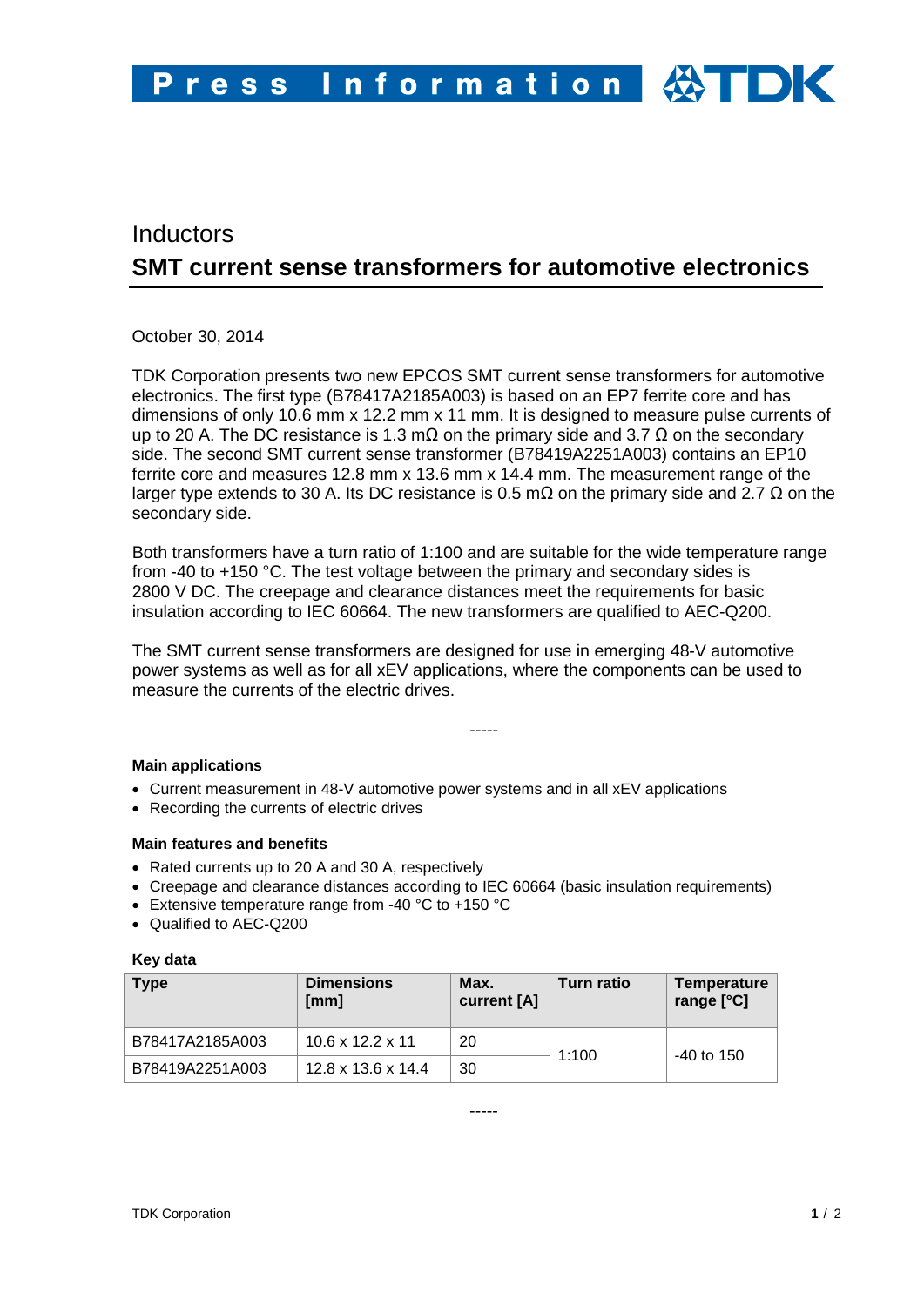# Inductors

## SMT current sense transformers for automotive electronics

October 30, 2014

TDK Corporation presents two new EPCOS SMT current sense transformers for automotive electronics. The first type (B78417A2185A003) is based on an EP7 ferrite core and has dimensions of only 10.6 mm x 12.2 mm x 11 mm. It is designed to measure pulse currents of up to 20 A. The DC resistance is 1.3 mΩ on the primary side and 3.7 Ω on the secondary side. The second SMT current sense transformer (B78419A2251A003) contains an EP10 ferrite core and measures 12.8 mm x 13.6 mm x 14.4 mm. The measurement range of the larger type extends to 30 A. Its DC resistance is 0.5 mΩ on the primary side and 2.7 Ω on the secondary side.

Both transformers have a turn ratio of 1:100 and are suitable for the wide temperature range from -40 to +150 °C. The test voltage between the primary and secondary sides is 2800 V DC. The creepage and clearance distances meet the requirements for basic insulation according to IEC 60664. The new transformers are qualified to AEC-Q200.

The SMT current sense transformers are designed for use in emerging 48-V automotive power systems as well as for all xEV applications, where the components can be used to measure the currents of the electric drives.

-----

**Main applications**

- Current measurement in 48-V automotive power systems and in all xEV applications
- Recording the currents of electric drives

**Main features and benefits**

- Rated currents up to 20 A and 30 A, respectively
- Creepage and clearance distances according to IEC 60664 (basic insulation requirements)
- Extensive temperature range from -40 °C to +150 °C
- Qualified to AEC-Q200

**Key data**

| Type | Dimensions [mm] | Max. current [A] | Turn ratio | Temperature range [°C] |
|---|---|---|---|---|
| B78417A2185A003 | 10.6 x 12.2 x 11 | 20 | 1:100 | -40 to 150 |
| B78419A2251A003 | 12.8 x 13.6 x 14.4 | 30 | | |

-----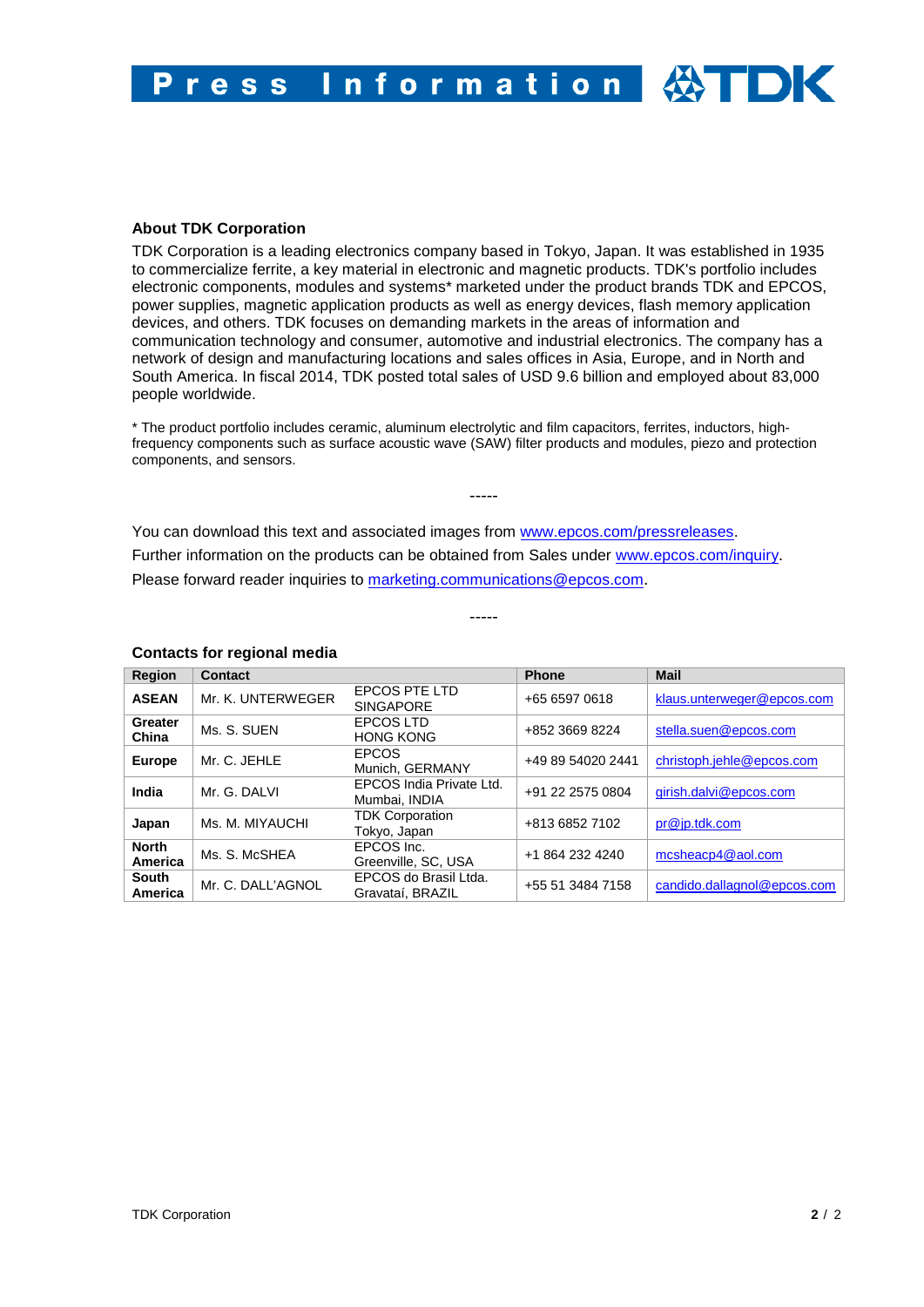### About TDK Corporation

TDK Corporation is a leading electronics company based in Tokyo, Japan. It was established in 1935 to commercialize ferrite, a key material in electronic and magnetic products. TDK's portfolio includes electronic components, modules and systems* marketed under the product brands TDK and EPCOS, power supplies, magnetic application products as well as energy devices, flash memory application devices, and others. TDK focuses on demanding markets in the areas of information and communication technology and consumer, automotive and industrial electronics. The company has a network of design and manufacturing locations and sales offices in Asia, Europe, and in North and South America. In fiscal 2014, TDK posted total sales of USD 9.6 billion and employed about 83,000 people worldwide.

* The product portfolio includes ceramic, aluminum electrolytic and film capacitors, ferrites, inductors, high-frequency components such as surface acoustic wave (SAW) filter products and modules, piezo and protection components, and sensors.

-----

You can download this text and associated images from www.epcos.com/pressreleases.
Further information on the products can be obtained from Sales under www.epcos.com/inquiry.
Please forward reader inquiries to marketing.communications@epcos.com.

-----

### Contacts for regional media

| Region | Contact | | Phone | Mail |
|---|---|---|---|---|
| **ASEAN** | Mr. K. UNTERWEGER | EPCOS PTE LTD SINGAPORE | +65 6597 0618 | klaus.unterweger@epcos.com |
| **Greater China** | Ms. S. SUEN | EPCOS LTD HONG KONG | +852 3669 8224 | stella.suen@epcos.com |
| **Europe** | Mr. C. JEHLE | EPCOS Munich, GERMANY | +49 89 54020 2441 | christoph.jehle@epcos.com |
| **India** | Mr. G. DALVI | EPCOS India Private Ltd. Mumbai, INDIA | +91 22 2575 0804 | girish.dalvi@epcos.com |
| **Japan** | Ms. M. MIYAUCHI | TDK Corporation Tokyo, Japan | +813 6852 7102 | pr@jp.tdk.com |
| **North America** | Ms. S. McSHEA | EPCOS Inc. Greenville, SC, USA | +1 864 232 4240 | mcsheacp4@aol.com |
| **South America** | Mr. C. DALL'AGNOL | EPCOS do Brasil Ltda. Gravataí, BRAZIL | +55 51 3484 7158 | candido.dallagnol@epcos.com |